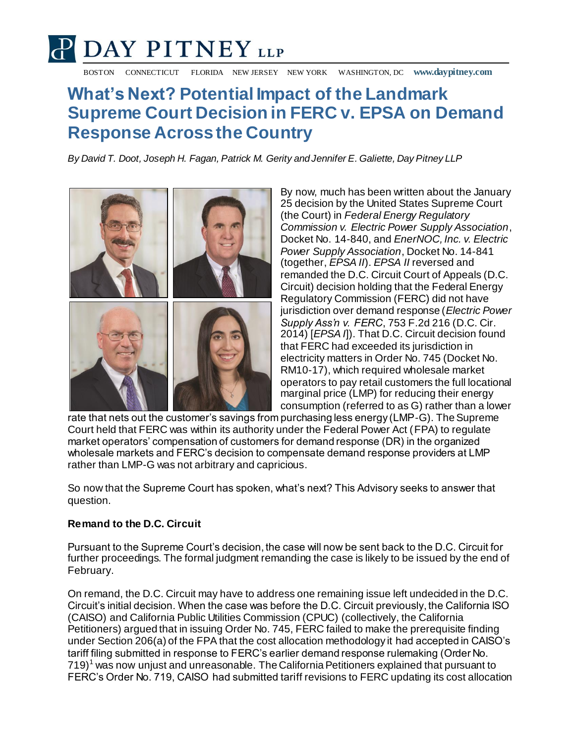# What's Next? Potential Impact of the Landmark Supreme Court Decision in FERC v. EPSA on Demand Response Across the Country

*By David T. Doot, Joseph H. Fagan, Patrick M. Gerity and Jennifer E. Galiette, Day Pitney LLP*

By now, much has been written about the January 25 decision by the United States Supreme Court (the Court) in *Federal Energy Regulatory Commission v. Electric Power Supply Association*, Docket No. 14-840, and *EnerNOC, Inc. v. Electric Power Supply Association*, Docket No. 14-841 (together, *EPSA II*). *EPSA II* reversed and remanded the D.C. Circuit Court of Appeals (D.C. Circuit) decision holding that the Federal Energy Regulatory Commission (FERC) did not have jurisdiction over demand response (*Electric Power Supply Ass'n v. FERC*, 753 F.2d 216 (D.C. Cir. 2014) [*EPSA I*]). That D.C. Circuit decision found that FERC had exceeded its jurisdiction in electricity matters in Order No. 745 (Docket No. RM10-17), which required wholesale market operators to pay retail customers the full locational marginal price (LMP) for reducing their energy consumption (referred to as G) rather than a lower rate that nets out the customer's savings from purchasing less energy (LMP-G). The Supreme Court held that FERC was within its authority under the Federal Power Act (FPA) to regulate market operators' compensation of customers for demand response (DR) in the organized wholesale markets and FERC's decision to compensate demand response providers at LMP rather than LMP-G was not arbitrary and capricious.

So now that the Supreme Court has spoken, what's next? This Advisory seeks to answer that question.

**Remand to the D.C. Circuit**

Pursuant to the Supreme Court's decision, the case will now be sent back to the D.C. Circuit for further proceedings. The formal judgment remanding the case is likely to be issued by the end of February.

On remand, the D.C. Circuit may have to address one remaining issue left undecided in the D.C. Circuit's initial decision. When the case was before the D.C. Circuit previously, the California ISO (CAISO) and California Public Utilities Commission (CPUC) (collectively, the California Petitioners) argued that in issuing Order No. 745, FERC failed to make the prerequisite finding under Section 206(a) of the FPA that the cost allocation methodology it had accepted in CAISO's tariff filing submitted in response to FERC's earlier demand response rulemaking (Order No. 719)[1] was now unjust and unreasonable. The California Petitioners explained that pursuant to FERC's Order No. 719, CAISO had submitted tariff revisions to FERC updating its cost allocation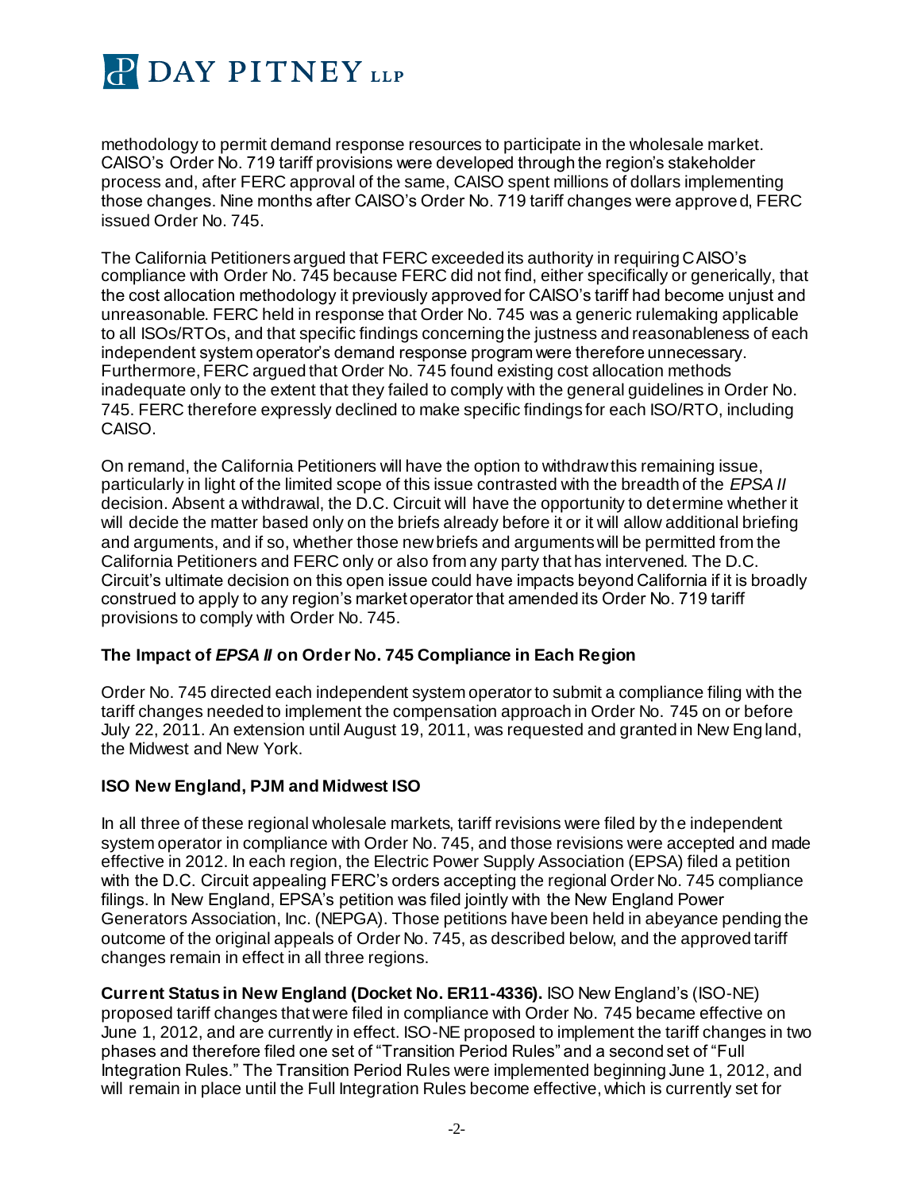methodology to permit demand response resources to participate in the wholesale market. CAISO's Order No. 719 tariff provisions were developed through the region's stakeholder process and, after FERC approval of the same, CAISO spent millions of dollars implementing those changes. Nine months after CAISO's Order No. 719 tariff changes were approved, FERC issued Order No. 745.

The California Petitioners argued that FERC exceeded its authority in requiring CAISO's compliance with Order No. 745 because FERC did not find, either specifically or generically, that the cost allocation methodology it previously approved for CAISO's tariff had become unjust and unreasonable. FERC held in response that Order No. 745 was a generic rulemaking applicable to all ISOs/RTOs, and that specific findings concerning the justness and reasonableness of each independent system operator's demand response program were therefore unnecessary. Furthermore, FERC argued that Order No. 745 found existing cost allocation methods inadequate only to the extent that they failed to comply with the general guidelines in Order No. 745. FERC therefore expressly declined to make specific findings for each ISO/RTO, including CAISO.

On remand, the California Petitioners will have the option to withdraw this remaining issue, particularly in light of the limited scope of this issue contrasted with the breadth of the *EPSA II* decision. Absent a withdrawal, the D.C. Circuit will have the opportunity to determine whether it will decide the matter based only on the briefs already before it or it will allow additional briefing and arguments, and if so, whether those new briefs and arguments will be permitted from the California Petitioners and FERC only or also from any party that has intervened. The D.C. Circuit's ultimate decision on this open issue could have impacts beyond California if it is broadly construed to apply to any region's market operator that amended its Order No. 719 tariff provisions to comply with Order No. 745.

### The Impact of *EPSA II* on Order No. 745 Compliance in Each Region

Order No. 745 directed each independent system operator to submit a compliance filing with the tariff changes needed to implement the compensation approach in Order No. 745 on or before July 22, 2011. An extension until August 19, 2011, was requested and granted in New England, the Midwest and New York.

### ISO New England, PJM and Midwest ISO

In all three of these regional wholesale markets, tariff revisions were filed by the independent system operator in compliance with Order No. 745, and those revisions were accepted and made effective in 2012. In each region, the Electric Power Supply Association (EPSA) filed a petition with the D.C. Circuit appealing FERC's orders accepting the regional Order No. 745 compliance filings. In New England, EPSA's petition was filed jointly with the New England Power Generators Association, Inc. (NEPGA). Those petitions have been held in abeyance pending the outcome of the original appeals of Order No. 745, as described below, and the approved tariff changes remain in effect in all three regions.

**Current Status in New England (Docket No. ER11-4336).** ISO New England's (ISO-NE) proposed tariff changes that were filed in compliance with Order No. 745 became effective on June 1, 2012, and are currently in effect. ISO-NE proposed to implement the tariff changes in two phases and therefore filed one set of "Transition Period Rules" and a second set of "Full Integration Rules." The Transition Period Rules were implemented beginning June 1, 2012, and will remain in place until the Full Integration Rules become effective, which is currently set for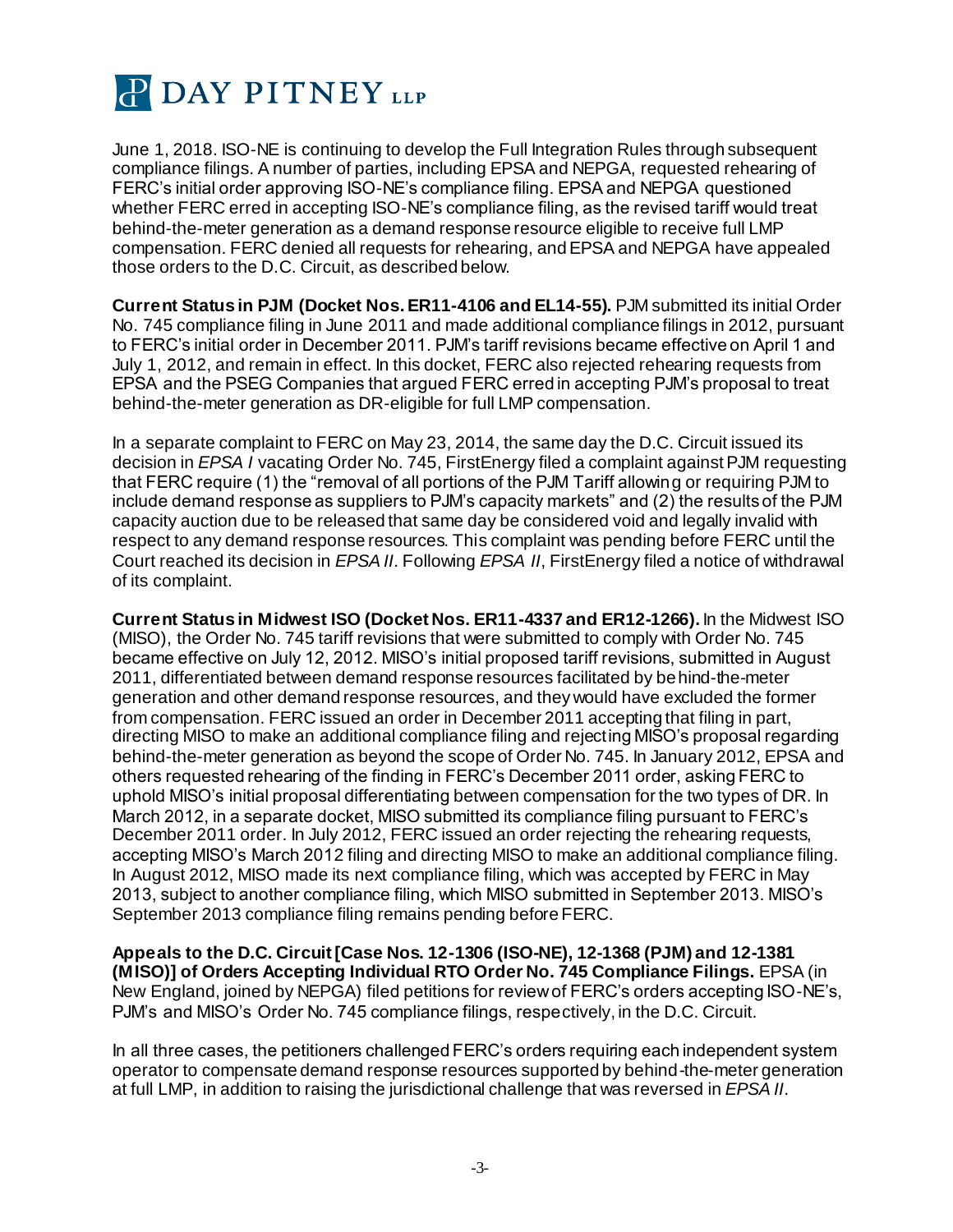June 1, 2018. ISO-NE is continuing to develop the Full Integration Rules through subsequent compliance filings. A number of parties, including EPSA and NEPGA, requested rehearing of FERC's initial order approving ISO-NE's compliance filing. EPSA and NEPGA questioned whether FERC erred in accepting ISO-NE's compliance filing, as the revised tariff would treat behind-the-meter generation as a demand response resource eligible to receive full LMP compensation. FERC denied all requests for rehearing, and EPSA and NEPGA have appealed those orders to the D.C. Circuit, as described below.

**Current Status in PJM (Docket Nos. ER11-4106 and EL14-55).** PJM submitted its initial Order No. 745 compliance filing in June 2011 and made additional compliance filings in 2012, pursuant to FERC's initial order in December 2011. PJM's tariff revisions became effective on April 1 and July 1, 2012, and remain in effect. In this docket, FERC also rejected rehearing requests from EPSA and the PSEG Companies that argued FERC erred in accepting PJM's proposal to treat behind-the-meter generation as DR-eligible for full LMP compensation.

In a separate complaint to FERC on May 23, 2014, the same day the D.C. Circuit issued its decision in *EPSA I* vacating Order No. 745, FirstEnergy filed a complaint against PJM requesting that FERC require (1) the "removal of all portions of the PJM Tariff allowing or requiring PJM to include demand response as suppliers to PJM's capacity markets" and (2) the results of the PJM capacity auction due to be released that same day be considered void and legally invalid with respect to any demand response resources. This complaint was pending before FERC until the Court reached its decision in *EPSA II*. Following *EPSA II*, FirstEnergy filed a notice of withdrawal of its complaint.

**Current Status in Midwest ISO (Docket Nos. ER11-4337 and ER12-1266).** In the Midwest ISO (MISO), the Order No. 745 tariff revisions that were submitted to comply with Order No. 745 became effective on July 12, 2012. MISO's initial proposed tariff revisions, submitted in August 2011, differentiated between demand response resources facilitated by behind-the-meter generation and other demand response resources, and they would have excluded the former from compensation. FERC issued an order in December 2011 accepting that filing in part, directing MISO to make an additional compliance filing and rejecting MISO's proposal regarding behind-the-meter generation as beyond the scope of Order No. 745. In January 2012, EPSA and others requested rehearing of the finding in FERC's December 2011 order, asking FERC to uphold MISO's initial proposal differentiating between compensation for the two types of DR. In March 2012, in a separate docket, MISO submitted its compliance filing pursuant to FERC's December 2011 order. In July 2012, FERC issued an order rejecting the rehearing requests, accepting MISO's March 2012 filing and directing MISO to make an additional compliance filing. In August 2012, MISO made its next compliance filing, which was accepted by FERC in May 2013, subject to another compliance filing, which MISO submitted in September 2013. MISO's September 2013 compliance filing remains pending before FERC.

**Appeals to the D.C. Circuit [Case Nos. 12-1306 (ISO-NE), 12-1368 (PJM) and 12-1381 (MISO)] of Orders Accepting Individual RTO Order No. 745 Compliance Filings.** EPSA (in New England, joined by NEPGA) filed petitions for review of FERC's orders accepting ISO-NE's, PJM's and MISO's Order No. 745 compliance filings, respectively, in the D.C. Circuit.

In all three cases, the petitioners challenged FERC's orders requiring each independent system operator to compensate demand response resources supported by behind-the-meter generation at full LMP, in addition to raising the jurisdictional challenge that was reversed in *EPSA II*.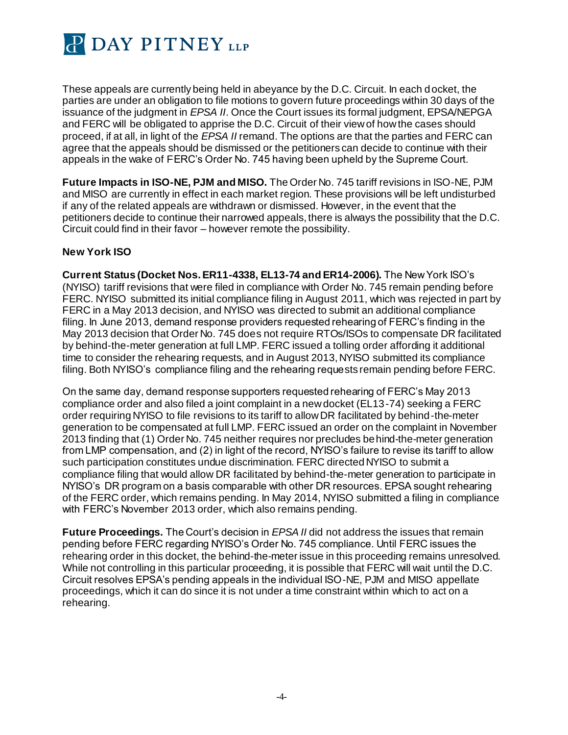These appeals are currently being held in abeyance by the D.C. Circuit. In each docket, the parties are under an obligation to file motions to govern future proceedings within 30 days of the issuance of the judgment in *EPSA II*. Once the Court issues its formal judgment, EPSA/NEPGA and FERC will be obligated to apprise the D.C. Circuit of their view of how the cases should proceed, if at all, in light of the *EPSA II* remand. The options are that the parties and FERC can agree that the appeals should be dismissed or the petitioners can decide to continue with their appeals in the wake of FERC's Order No. 745 having been upheld by the Supreme Court.

**Future Impacts in ISO-NE, PJM and MISO.** The Order No. 745 tariff revisions in ISO-NE, PJM and MISO are currently in effect in each market region. These provisions will be left undisturbed if any of the related appeals are withdrawn or dismissed. However, in the event that the petitioners decide to continue their narrowed appeals, there is always the possibility that the D.C. Circuit could find in their favor – however remote the possibility.

**New York ISO**

**Current Status (Docket Nos. ER11-4338, EL13-74 and ER14-2006).** The New York ISO's (NYISO) tariff revisions that were filed in compliance with Order No. 745 remain pending before FERC. NYISO submitted its initial compliance filing in August 2011, which was rejected in part by FERC in a May 2013 decision, and NYISO was directed to submit an additional compliance filing. In June 2013, demand response providers requested rehearing of FERC's finding in the May 2013 decision that Order No. 745 does not require RTOs/ISOs to compensate DR facilitated by behind-the-meter generation at full LMP. FERC issued a tolling order affording it additional time to consider the rehearing requests, and in August 2013, NYISO submitted its compliance filing. Both NYISO's compliance filing and the rehearing requests remain pending before FERC.

On the same day, demand response supporters requested rehearing of FERC's May 2013 compliance order and also filed a joint complaint in a new docket (EL13-74) seeking a FERC order requiring NYISO to file revisions to its tariff to allow DR facilitated by behind-the-meter generation to be compensated at full LMP. FERC issued an order on the complaint in November 2013 finding that (1) Order No. 745 neither requires nor precludes behind-the-meter generation from LMP compensation, and (2) in light of the record, NYISO's failure to revise its tariff to allow such participation constitutes undue discrimination. FERC directed NYISO to submit a compliance filing that would allow DR facilitated by behind-the-meter generation to participate in NYISO's DR program on a basis comparable with other DR resources. EPSA sought rehearing of the FERC order, which remains pending. In May 2014, NYISO submitted a filing in compliance with FERC's November 2013 order, which also remains pending.

**Future Proceedings.** The Court's decision in *EPSA II* did not address the issues that remain pending before FERC regarding NYISO's Order No. 745 compliance. Until FERC issues the rehearing order in this docket, the behind-the-meter issue in this proceeding remains unresolved. While not controlling in this particular proceeding, it is possible that FERC will wait until the D.C. Circuit resolves EPSA's pending appeals in the individual ISO-NE, PJM and MISO appellate proceedings, which it can do since it is not under a time constraint within which to act on a rehearing.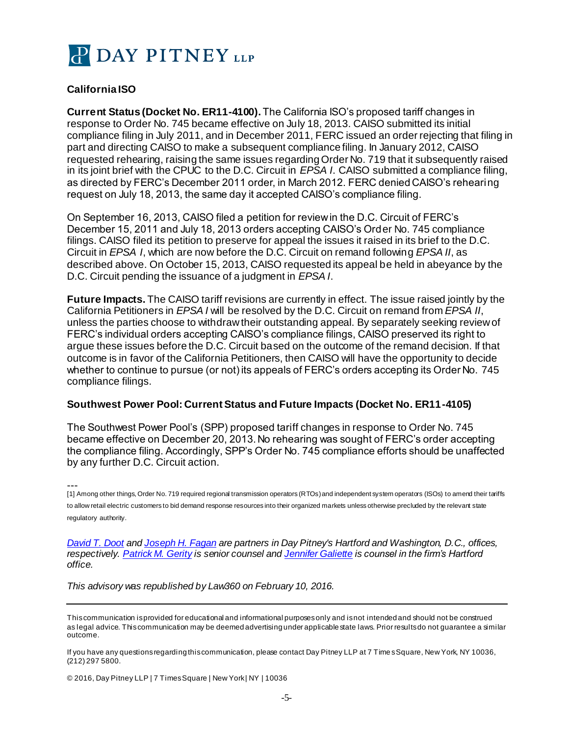### California ISO

**Current Status (Docket No. ER11-4100).** The California ISO's proposed tariff changes in response to Order No. 745 became effective on July 18, 2013. CAISO submitted its initial compliance filing in July 2011, and in December 2011, FERC issued an order rejecting that filing in part and directing CAISO to make a subsequent compliance filing. In January 2012, CAISO requested rehearing, raising the same issues regarding Order No. 719 that it subsequently raised in its joint brief with the CPUC to the D.C. Circuit in *EPSA I*. CAISO submitted a compliance filing, as directed by FERC's December 2011 order, in March 2012. FERC denied CAISO's rehearing request on July 18, 2013, the same day it accepted CAISO's compliance filing.

On September 16, 2013, CAISO filed a petition for review in the D.C. Circuit of FERC's December 15, 2011 and July 18, 2013 orders accepting CAISO's Order No. 745 compliance filings. CAISO filed its petition to preserve for appeal the issues it raised in its brief to the D.C. Circuit in *EPSA I*, which are now before the D.C. Circuit on remand following *EPSA II*, as described above. On October 15, 2013, CAISO requested its appeal be held in abeyance by the D.C. Circuit pending the issuance of a judgment in *EPSA I*.

**Future Impacts.** The CAISO tariff revisions are currently in effect. The issue raised jointly by the California Petitioners in *EPSA I* will be resolved by the D.C. Circuit on remand from *EPSA II*, unless the parties choose to withdraw their outstanding appeal. By separately seeking review of FERC's individual orders accepting CAISO's compliance filings, CAISO preserved its right to argue these issues before the D.C. Circuit based on the outcome of the remand decision. If that outcome is in favor of the California Petitioners, then CAISO will have the opportunity to decide whether to continue to pursue (or not) its appeals of FERC's orders accepting its Order No. 745 compliance filings.

### Southwest Power Pool: Current Status and Future Impacts (Docket No. ER11-4105)

The Southwest Power Pool's (SPP) proposed tariff changes in response to Order No. 745 became effective on December 20, 2013. No rehearing was sought of FERC's order accepting the compliance filing. Accordingly, SPP's Order No. 745 compliance efforts should be unaffected by any further D.C. Circuit action.

---

[1] Among other things, Order No. 719 required regional transmission operators (RTOs) and independent system operators (ISOs) to amend their tariffs to allow retail electric customers to bid demand response resources into their organized markets unless otherwise precluded by the relevant state regulatory authority.

*David T. Doot and Joseph H. Fagan are partners in Day Pitney's Hartford and Washington, D.C., offices, respectively. Patrick M. Gerity is senior counsel and Jennifer Galiette is counsel in the firm's Hartford office.*

*This advisory was republished by Law360 on February 10, 2016.*

---

This communication is provided for educational and informational purposes only and is not intended and should not be construed as legal advice. This communication may be deemed advertising under applicable state laws. Prior results do not guarantee a similar outcome.

If you have any questions regarding this communication, please contact Day Pitney LLP at 7 Times Square, New York, NY 10036, (212) 297 5800.

© 2016, Day Pitney LLP | 7 Times Square | New York | NY | 10036